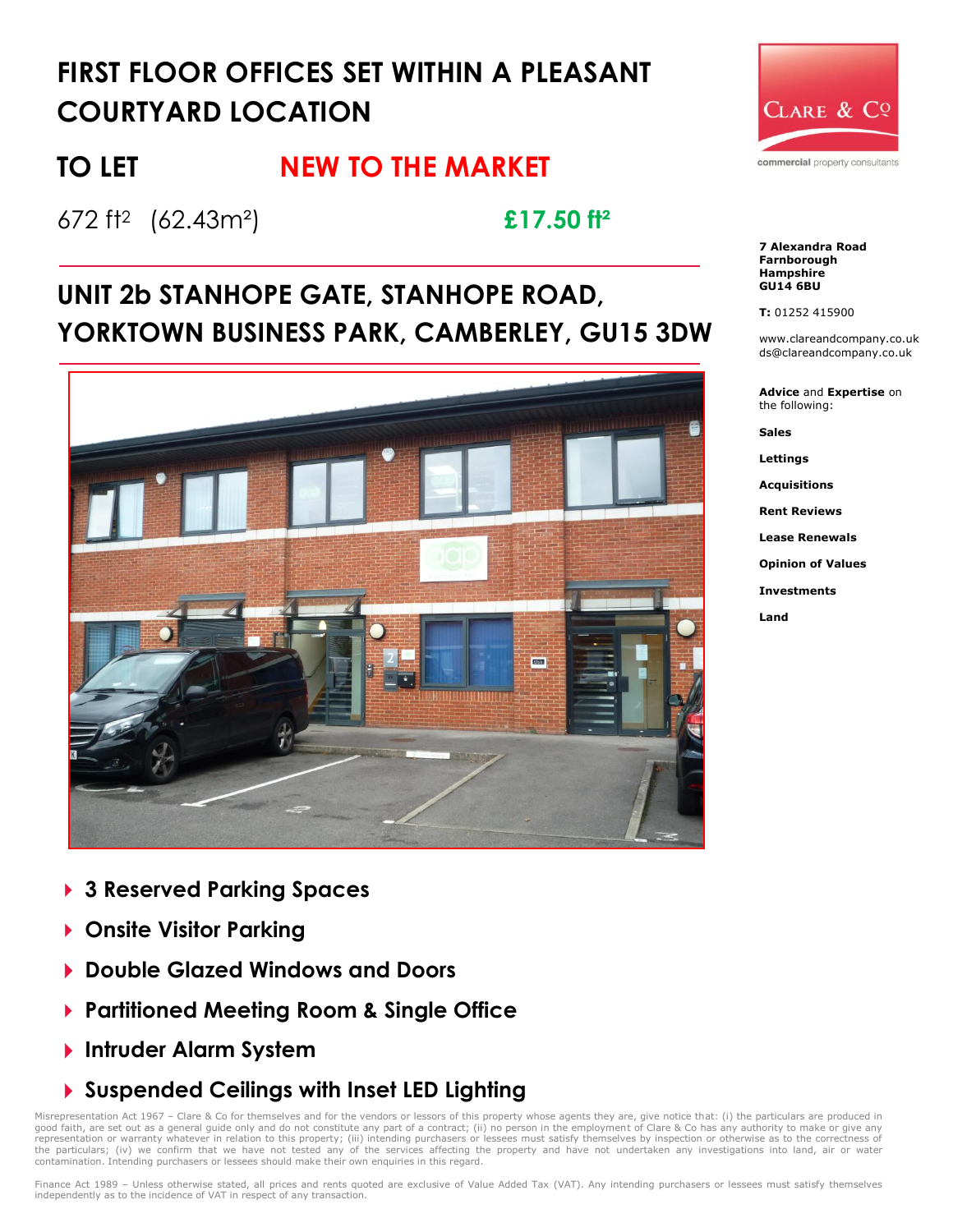# FIRST FLOOR OFFICES SET WITHIN A PLEASANT COURTYARD LOCATION

## TO LET NEW TO THE MARKET

672 ft² (62.43m²) **£17.50 ft²**

## UNIT 2b STANHOPE GATE, STANHOPE ROAD, YORKTOWN BUSINESS PARK, CAMBERLEY, GU15 3DW

- **3 Reserved Parking Spaces**
- **Onsite Visitor Parking**
- **Double Glazed Windows and Doors**
- **Partitioned Meeting Room & Single Office**
- **Intruder Alarm System**
- **Suspended Ceilings with Inset LED Lighting**

CLARE & Co

commercial property consultants

**7 Alexandra Road**
**Farnborough**
**Hampshire**
**GU14 6BU**

**T:** 01252 415900

www.clareandcompany.co.uk
ds@clareandcompany.co.uk

**Advice** and **Expertise** on the following:

**Sales**

**Lettings**

**Acquisitions**

**Rent Reviews**

**Lease Renewals**

**Opinion of Values**

**Investments**

**Land**

Misrepresentation Act 1967 – Clare & Co for themselves and for the vendors or lessors of this property whose agents they are, give notice that: (i) the particulars are produced in good faith, are set out as a general guide only and do not constitute any part of a contract; (ii) no person in the employment of Clare & Co has any authority to make or give any representation or warranty whatever in relation to this property; (iii) intending purchasers or lessees must satisfy themselves by inspection or otherwise as to the correctness of the particulars; (iv) we confirm that we have not tested any of the services affecting the property and have not undertaken any investigations into land, air or water contamination. Intending purchasers or lessees should make their own enquiries in this regard.

Finance Act 1989 – Unless otherwise stated, all prices and rents quoted are exclusive of Value Added Tax (VAT). Any intending purchasers or lessees must satisfy themselves independently as to the incidence of VAT in respect of any transaction.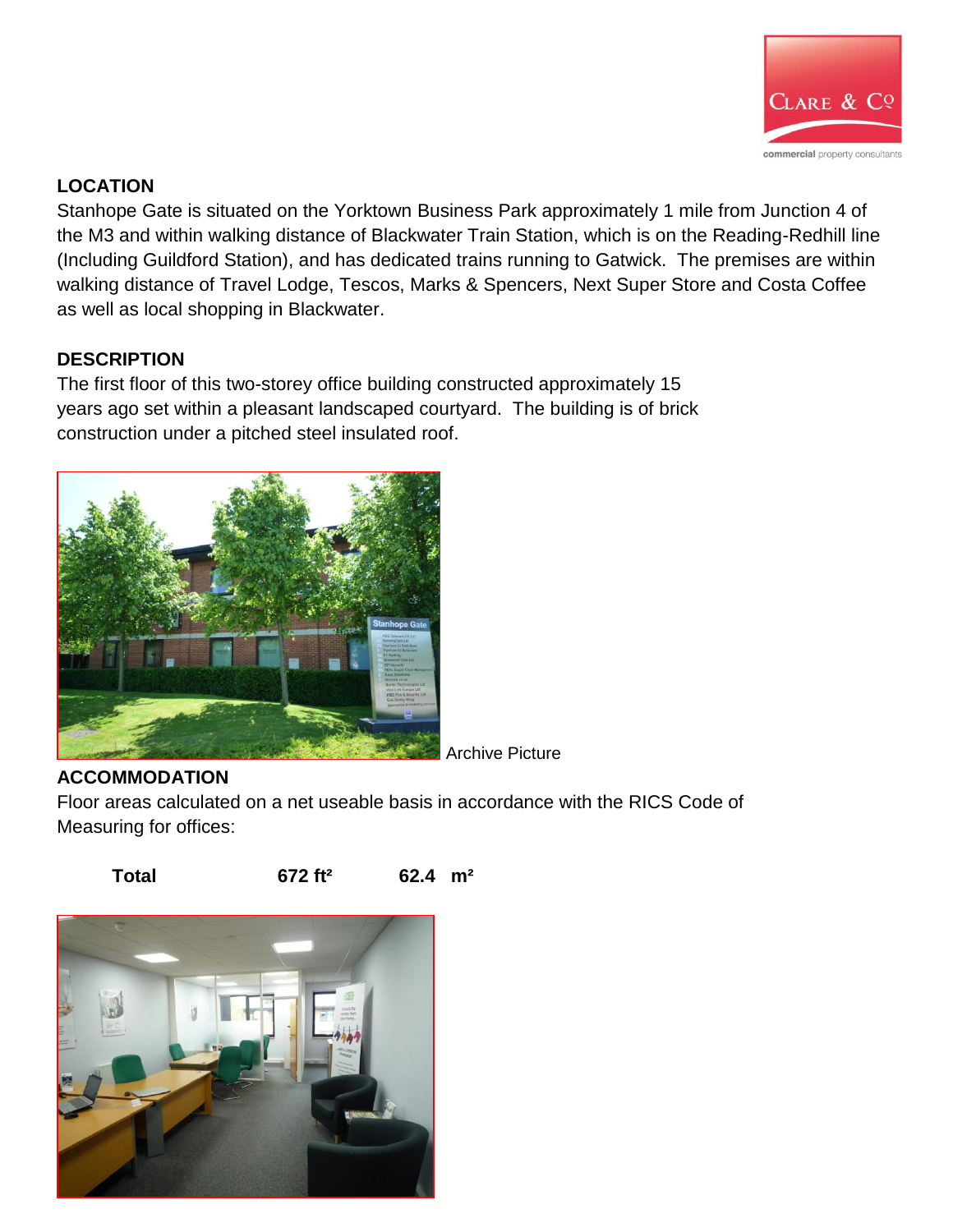## LOCATION

Stanhope Gate is situated on the Yorktown Business Park approximately 1 mile from Junction 4 of the M3 and within walking distance of Blackwater Train Station, which is on the Reading-Redhill line (Including Guildford Station), and has dedicated trains running to Gatwick. The premises are within walking distance of Travel Lodge, Tescos, Marks & Spencers, Next Super Store and Costa Coffee as well as local shopping in Blackwater.

## DESCRIPTION

The first floor of this two-storey office building constructed approximately 15 years ago set within a pleasant landscaped courtyard. The building is of brick construction under a pitched steel insulated roof.

Archive Picture

## ACCOMMODATION

Floor areas calculated on a net useable basis in accordance with the RICS Code of Measuring for offices:

| | | |
|---|---|---|
| **Total** | **672 ft²** | **62.4 m²** |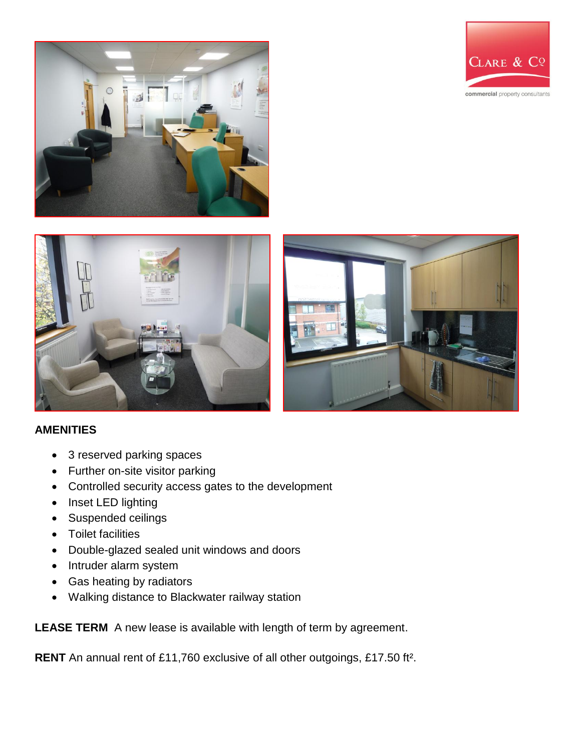## AMENITIES

- 3 reserved parking spaces
- Further on-site visitor parking
- Controlled security access gates to the development
- Inset LED lighting
- Suspended ceilings
- Toilet facilities
- Double-glazed sealed unit windows and doors
- Intruder alarm system
- Gas heating by radiators
- Walking distance to Blackwater railway station

**LEASE TERM** A new lease is available with length of term by agreement.

**RENT** An annual rent of £11,760 exclusive of all other outgoings, £17.50 $ft^2$.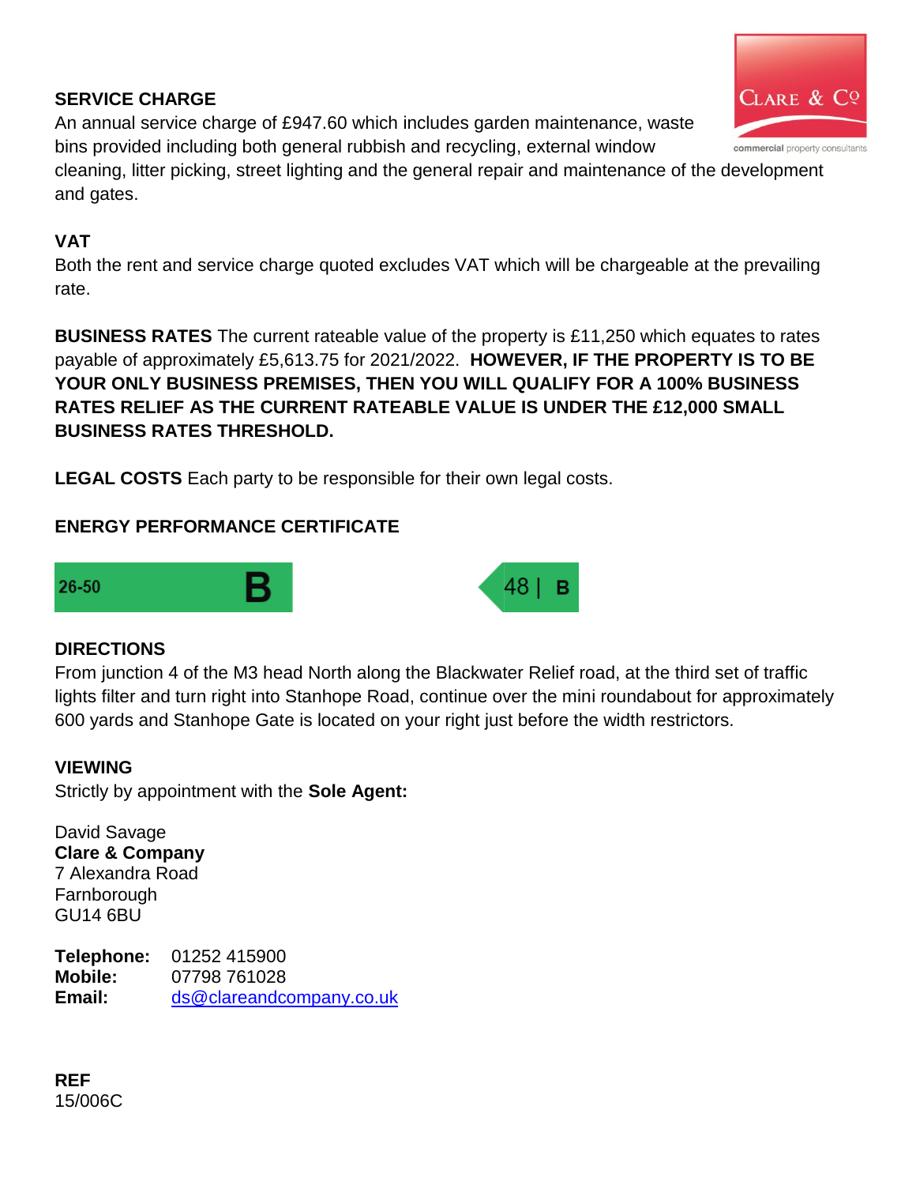Clare & Co
commercial property consultants

**SERVICE CHARGE**
An annual service charge of £947.60 which includes garden maintenance, waste bins provided including both general rubbish and recycling, external window cleaning, litter picking, street lighting and the general repair and maintenance of the development and gates.

**VAT**
Both the rent and service charge quoted excludes VAT which will be chargeable at the prevailing rate.

**BUSINESS RATES** The current rateable value of the property is £11,250 which equates to rates payable of approximately £5,613.75 for 2021/2022. **HOWEVER, IF THE PROPERTY IS TO BE YOUR ONLY BUSINESS PREMISES, THEN YOU WILL QUALIFY FOR A 100% BUSINESS RATES RELIEF AS THE CURRENT RATEABLE VALUE IS UNDER THE £12,000 SMALL BUSINESS RATES THRESHOLD.**

**LEGAL COSTS** Each party to be responsible for their own legal costs.

**ENERGY PERFORMANCE CERTIFICATE**

26-50 B

48 | B

**DIRECTIONS**
From junction 4 of the M3 head North along the Blackwater Relief road, at the third set of traffic lights filter and turn right into Stanhope Road, continue over the mini roundabout for approximately 600 yards and Stanhope Gate is located on your right just before the width restrictors.

**VIEWING**
Strictly by appointment with the **Sole Agent:**

David Savage
**Clare & Company**
7 Alexandra Road
Farnborough
GU14 6BU

**Telephone:** 01252 415900
**Mobile:** 07798 761028
**Email:** ds@clareandcompany.co.uk

**REF**
15/006C